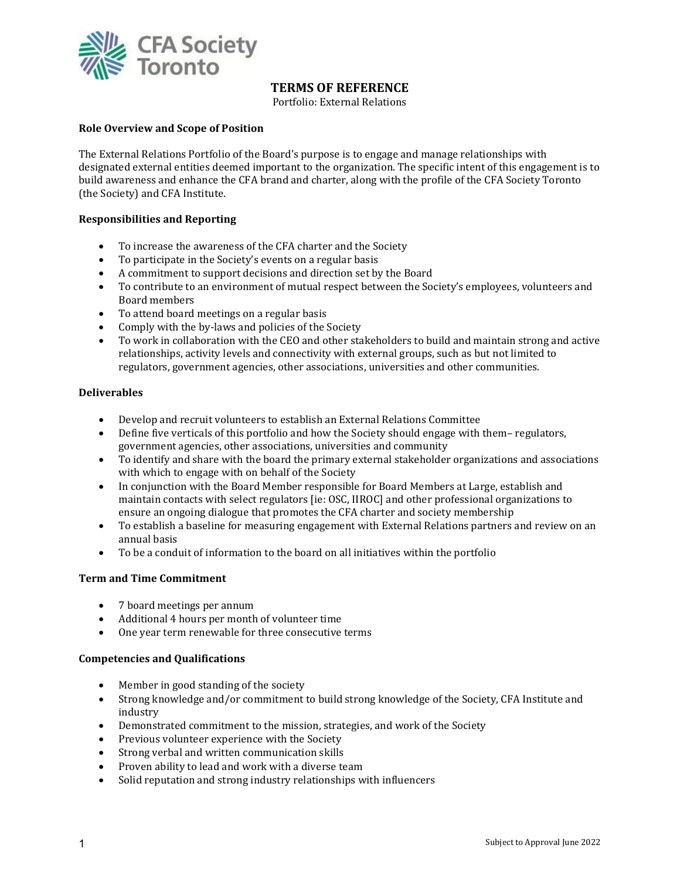# TERMS OF REFERENCE

Portfolio: External Relations

**Role Overview and Scope of Position**

The External Relations Portfolio of the Board's purpose is to engage and manage relationships with designated external entities deemed important to the organization. The specific intent of this engagement is to build awareness and enhance the CFA brand and charter, along with the profile of the CFA Society Toronto (the Society) and CFA Institute.

**Responsibilities and Reporting**

- To increase the awareness of the CFA charter and the Society
- To participate in the Society's events on a regular basis
- A commitment to support decisions and direction set by the Board
- To contribute to an environment of mutual respect between the Society's employees, volunteers and Board members
- To attend board meetings on a regular basis
- Comply with the by-laws and policies of the Society
- To work in collaboration with the CEO and other stakeholders to build and maintain strong and active relationships, activity levels and connectivity with external groups, such as but not limited to regulators, government agencies, other associations, universities and other communities.

**Deliverables**

- Develop and recruit volunteers to establish an External Relations Committee
- Define five verticals of this portfolio and how the Society should engage with them– regulators, government agencies, other associations, universities and community
- To identify and share with the board the primary external stakeholder organizations and associations with which to engage with on behalf of the Society
- In conjunction with the Board Member responsible for Board Members at Large, establish and maintain contacts with select regulators [ie: OSC, IIROC] and other professional organizations to ensure an ongoing dialogue that promotes the CFA charter and society membership
- To establish a baseline for measuring engagement with External Relations partners and review on an annual basis
- To be a conduit of information to the board on all initiatives within the portfolio

**Term and Time Commitment**

- 7 board meetings per annum
- Additional 4 hours per month of volunteer time
- One year term renewable for three consecutive terms

**Competencies and Qualifications**

- Member in good standing of the society
- Strong knowledge and/or commitment to build strong knowledge of the Society, CFA Institute and industry
- Demonstrated commitment to the mission, strategies, and work of the Society
- Previous volunteer experience with the Society
- Strong verbal and written communication skills
- Proven ability to lead and work with a diverse team
- Solid reputation and strong industry relationships with influencers

Subject to Approval June 2022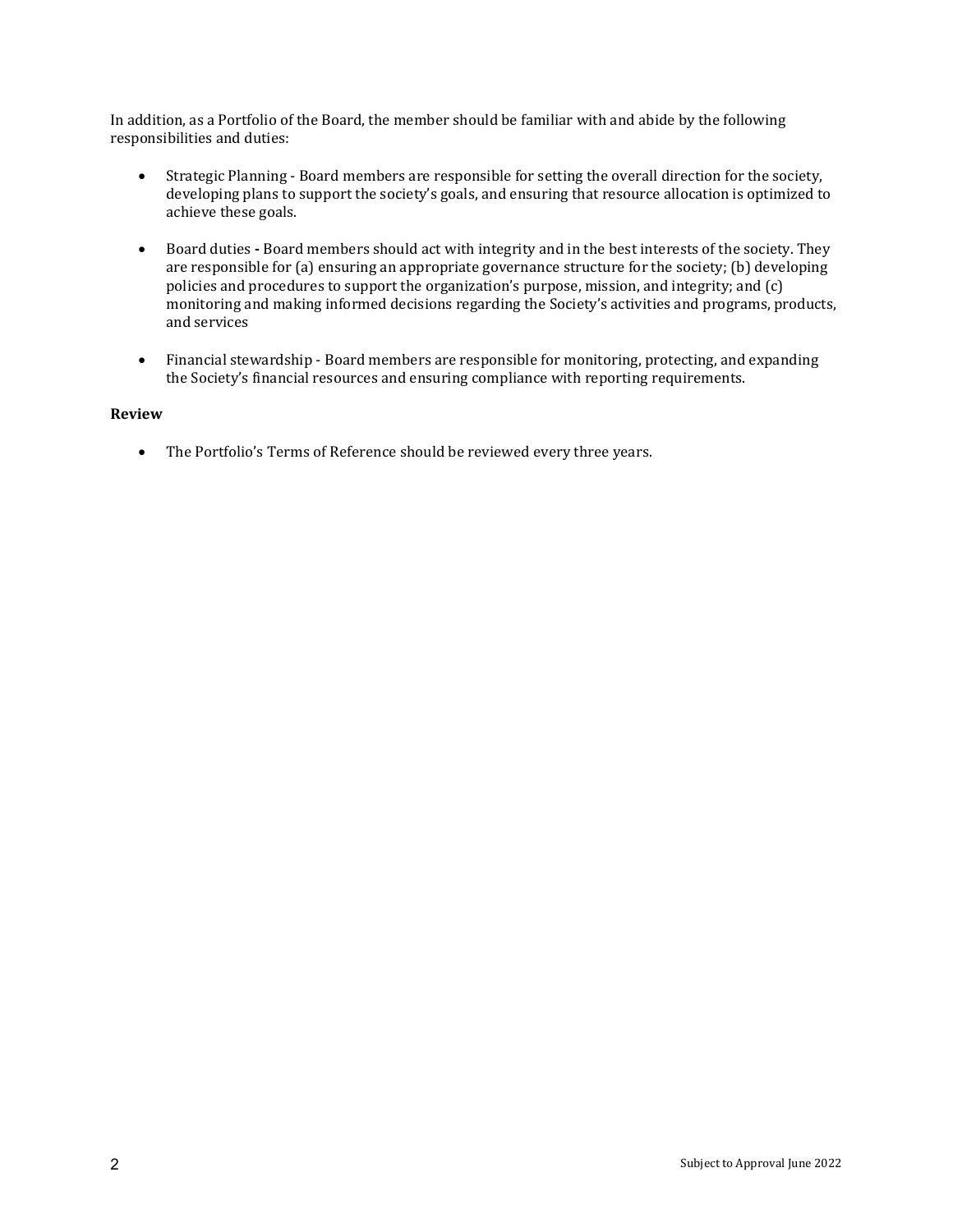In addition, as a Portfolio of the Board, the member should be familiar with and abide by the following responsibilities and duties:

- Strategic Planning - Board members are responsible for setting the overall direction for the society, developing plans to support the society's goals, and ensuring that resource allocation is optimized to achieve these goals.

- Board duties **-** Board members should act with integrity and in the best interests of the society. They are responsible for (a) ensuring an appropriate governance structure for the society; (b) developing policies and procedures to support the organization's purpose, mission, and integrity; and (c) monitoring and making informed decisions regarding the Society's activities and programs, products, and services

- Financial stewardship - Board members are responsible for monitoring, protecting, and expanding the Society's financial resources and ensuring compliance with reporting requirements.

**Review**

- The Portfolio's Terms of Reference should be reviewed every three years.